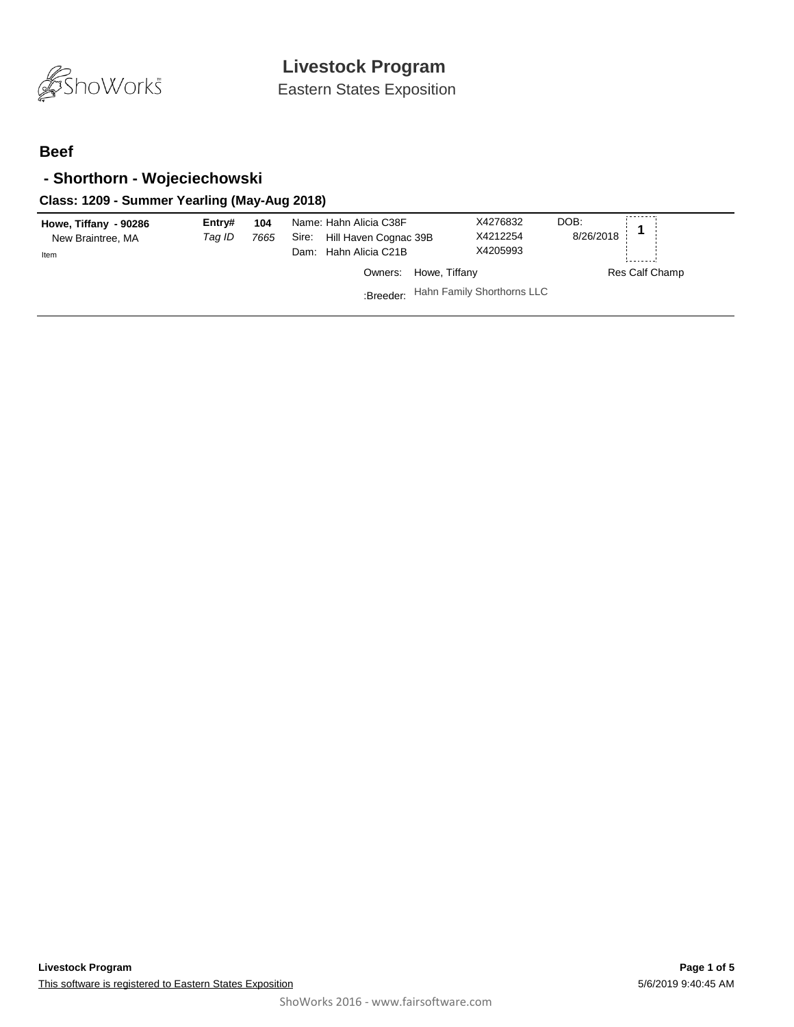# Livestock Program

Eastern States Exposition

## Beef

### - Shorthorn - Wojeciechowski

#### Class: 1209 - Summer Yearling (May-Aug 2018)

**Howe, Tiffany - 90286**
New Braintree, MA
Item

**Entry#** **104**
*Tag ID* *7665*

Name: Hahn Alicia C38F — X4276832
Sire: Hill Haven Cognac 39B — X4212254
Dam: Hahn Alicia C21B — X4205993

DOB: 8/26/2018

**1**

Owners: Howe, Tiffany

:Breeder: Hahn Family Shorthorns LLC

Res Calf Champ

**Livestock Program**

This software is registered to Eastern States Exposition

5/6/2019 9:40:45 AM

ShoWorks 2016 - www.fairsoftware.com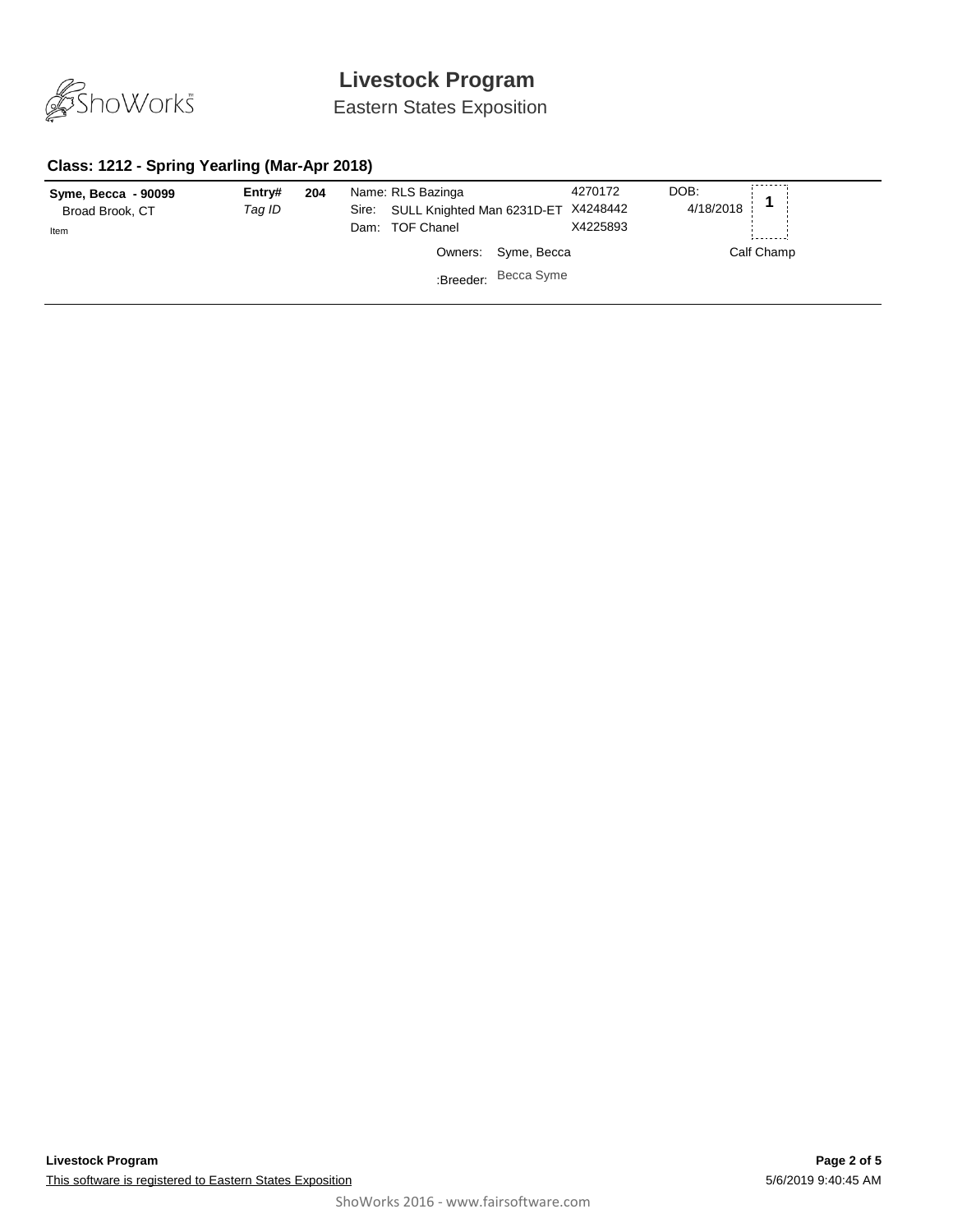# Livestock Program

Eastern States Exposition

### Class: 1212 - Spring Yearling (Mar-Apr 2018)

| Exhibitor | Entry# | | Animal | Reg. # | DOB | Placing |
|---|---|---|---|---|---|---|
| **Syme, Becca - 90099**<br>Broad Brook, CT<br>Item | **Entry#**<br>*Tag ID* | **204** | Name: RLS Bazinga<br>Sire: SULL Knighted Man 6231D-ET<br>Dam: TOF Chanel | 4270172<br>X4248442<br>X4225893 | DOB:<br>4/18/2018 | **1**<br>Calf Champ |
| | | | Owners: Syme, Becca<br>:Breeder: Becca Syme | | | |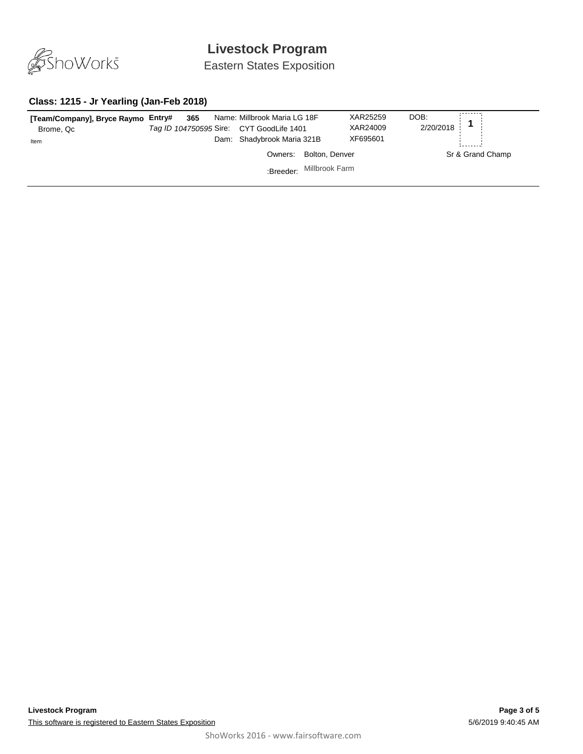# Livestock Program

Eastern States Exposition

### Class: 1215 - Jr Yearling (Jan-Feb 2018)

| Exhibitor | Entry | Animal | Reg. # | DOB | Place |
| --- | --- | --- | --- | --- | --- |
| **[Team/Company], Bryce Raymo**<br>Brome, Qc<br>Item | **Entry# 365**<br>*Tag ID 104750595* | Name: Millbrook Maria LG 18F<br>Sire: CYT GoodLife 1401<br>Dam: Shadybrook Maria 321B<br>Owners: Bolton, Denver<br>:Breeder: Millbrook Farm | XAR25259<br>XAR24009<br>XF695601 | DOB: 2/20/2018 | **1**<br>Sr & Grand Champ |

**Livestock Program**

This software is registered to Eastern States Exposition

5/6/2019 9:40:45 AM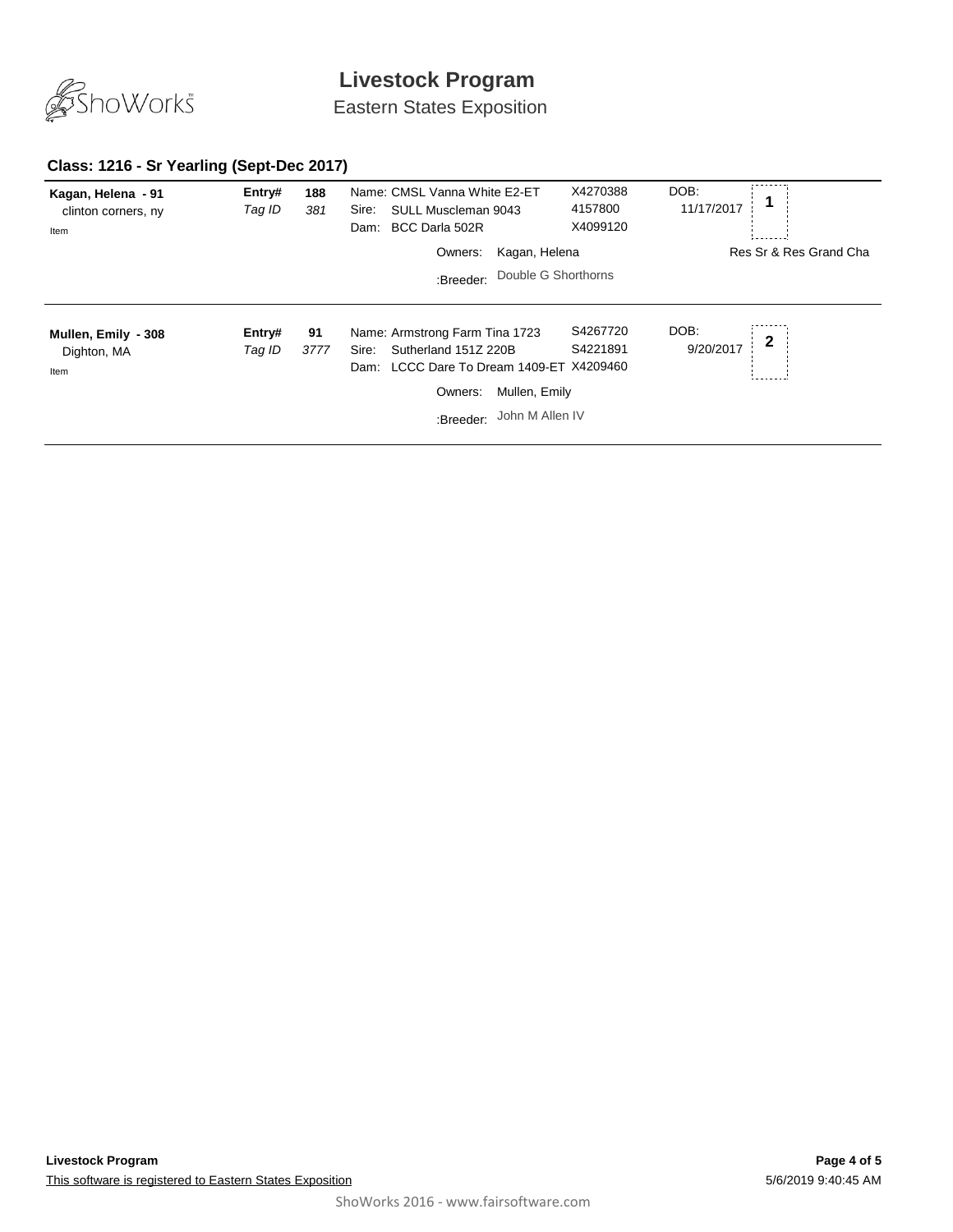# Livestock Program

Eastern States Exposition

### Class: 1216 - Sr Yearling (Sept-Dec 2017)

**Kagan, Helena - 91**
clinton corners, ny
Item

**Entry#** 188
*Tag ID* 381

Name: CMSL Vanna White E2-ET — X4270388
Sire: SULL Muscleman 9043 — 4157800
Dam: BCC Darla 502R — X4099120

Owners: Kagan, Helena
:Breeder: Double G Shorthorns

DOB: 11/17/2017

**1**

Res Sr & Res Grand Cha

---

**Mullen, Emily - 308**
Dighton, MA
Item

**Entry#** 91
*Tag ID* 3777

Name: Armstrong Farm Tina 1723 — S4267720
Sire: Sutherland 151Z 220B — S4221891
Dam: LCCC Dare To Dream 1409-ET — X4209460

Owners: Mullen, Emily
:Breeder: John M Allen IV

DOB: 9/20/2017

**2**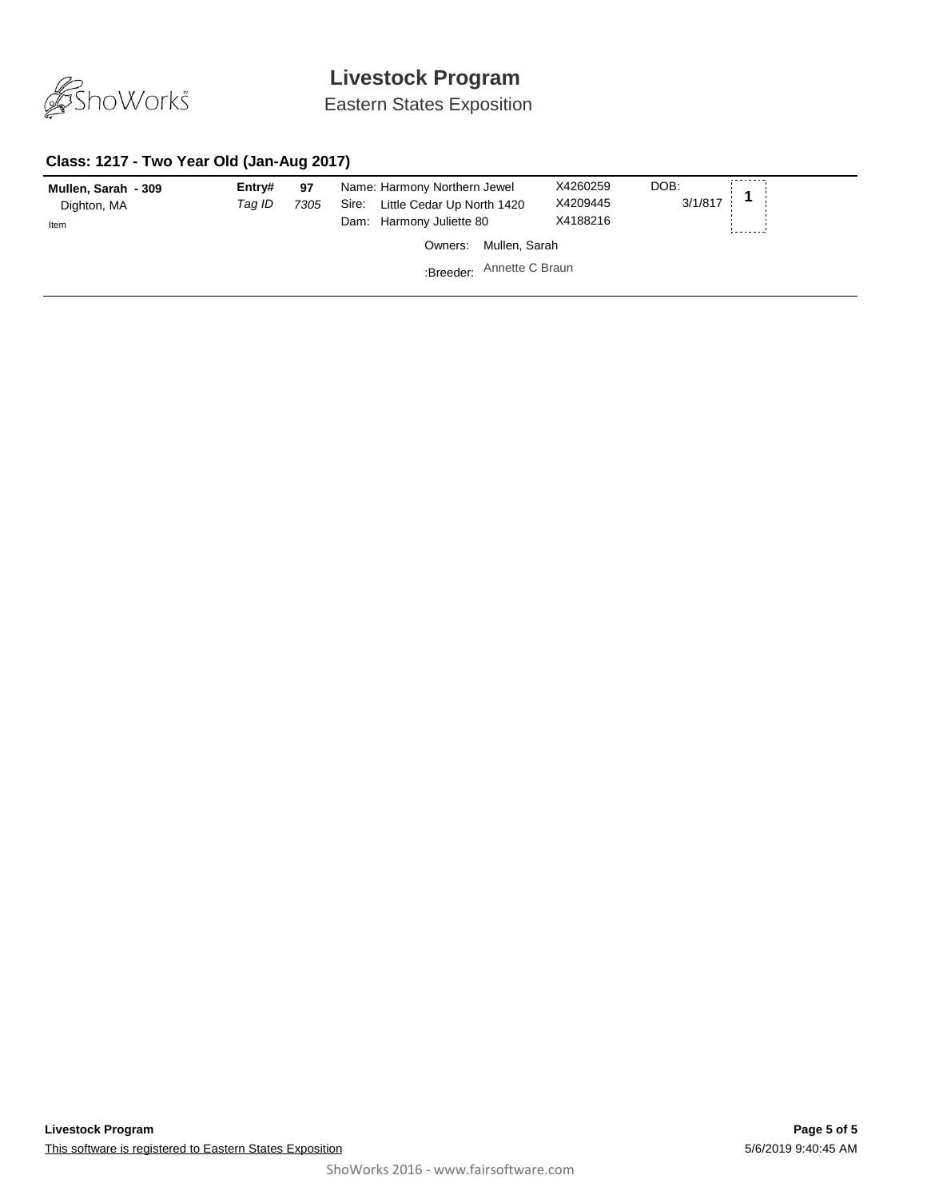# Livestock Program

Eastern States Exposition

### Class: 1217 - Two Year Old (Jan-Aug 2017)

**Mullen, Sarah - 309**
Dighton, MA
Item

**Entry#** **97**
*Tag ID* *7305*

Name: Harmony Northern Jewel — X4260259
Sire: Little Cedar Up North 1420 — X4209445
Dam: Harmony Juliette 80 — X4188216

DOB: 3/1/817

**1**

Owners: Mullen, Sarah

:Breeder: Annette C Braun